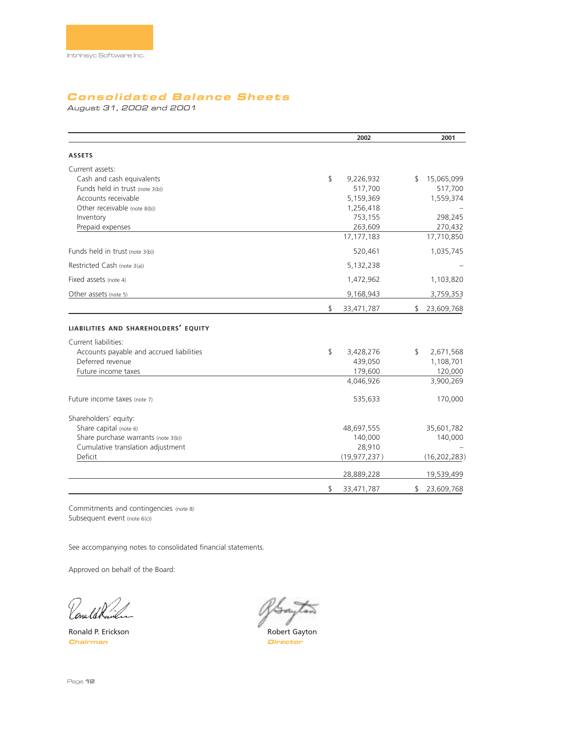Intrinsyc Software Inc.

# Consolidated Balance Sheets

*August 31, 2002 and 2001*

| | 2002 | 2001 |
|---|---|---|
| **ASSETS** | | |
| Current assets: | | |
| Cash and cash equivalents | $ 9,226,932 | $ 15,065,099 |
| Funds held in trust (note 3(b)) | 517,700 | 517,700 |
| Accounts receivable | 5,159,369 | 1,559,374 |
| Other receivable (note 8(b)) | 1,256,418 | – |
| Inventory | 753,155 | 298,245 |
| Prepaid expenses | 263,609 | 270,432 |
| | 17,177,183 | 17,710,850 |
| Funds held in trust (note 3(b)) | 520,461 | 1,035,745 |
| Restricted Cash (note 3(a)) | 5,132,238 | – |
| Fixed assets (note 4) | 1,472,962 | 1,103,820 |
| Other assets (note 5) | 9,168,943 | 3,759,353 |
| | $ 33,471,787 | $ 23,609,768 |
| **LIABILITIES AND SHAREHOLDERS' EQUITY** | | |
| Current liabilities: | | |
| Accounts payable and accrued liabilities | $ 3,428,276 | $ 2,671,568 |
| Deferred revenue | 439,050 | 1,108,701 |
| Future income taxes | 179,600 | 120,000 |
| | 4,046,926 | 3,900,269 |
| Future income taxes (note 7) | 535,633 | 170,000 |
| Shareholders' equity: | | |
| Share capital (note 6) | 48,697,555 | 35,601,782 |
| Share purchase warrants (note 3(b)) | 140,000 | 140,000 |
| Cumulative translation adjustment | 28,910 | – |
| Deficit | (19,977,237) | (16,202,283) |
| | 28,889,228 | 19,539,499 |
| | $ 33,471,787 | $ 23,609,768 |

Commitments and contingencies (note 8)
Subsequent event (note 6(c))

See accompanying notes to consolidated financial statements.

Approved on behalf of the Board:

Ronald P. Erickson
*Chairman*

Robert Gayton
*Director*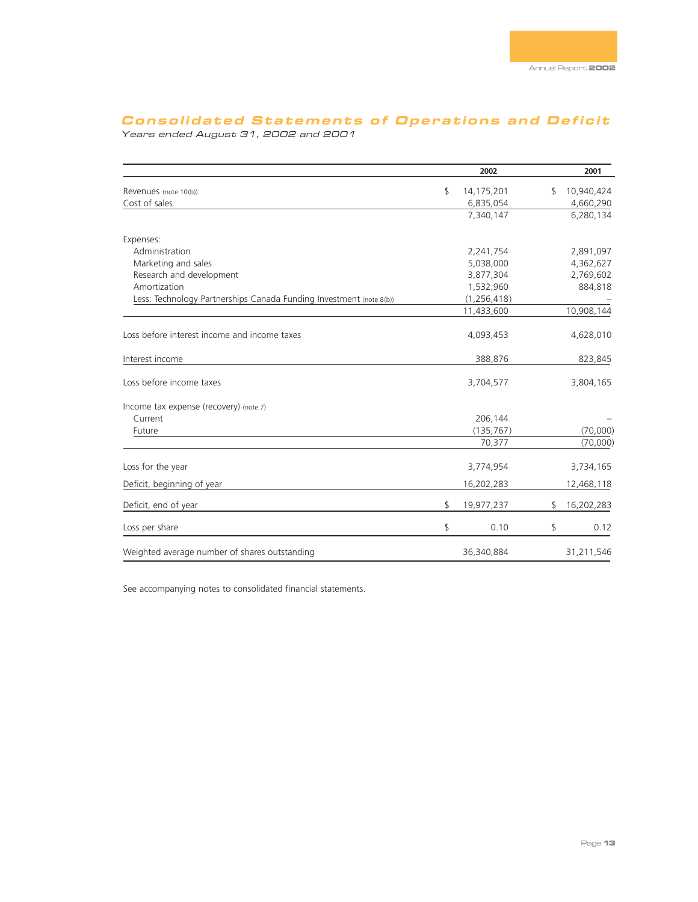## Consolidated Statements of Operations and Deficit

*Years ended August 31, 2002 and 2001*

| | 2002 | 2001 |
|---|---|---|
| Revenues (note 10(b)) | $ 14,175,201 | $ 10,940,424 |
| Cost of sales | 6,835,054 | 4,660,290 |
| | 7,340,147 | 6,280,134 |
| Expenses: | | |
| Administration | 2,241,754 | 2,891,097 |
| Marketing and sales | 5,038,000 | 4,362,627 |
| Research and development | 3,877,304 | 2,769,602 |
| Amortization | 1,532,960 | 884,818 |
| Less: Technology Partnerships Canada Funding Investment (note 8(b)) | (1,256,418) | – |
| | 11,433,600 | 10,908,144 |
| Loss before interest income and income taxes | 4,093,453 | 4,628,010 |
| Interest income | 388,876 | 823,845 |
| Loss before income taxes | 3,704,577 | 3,804,165 |
| Income tax expense (recovery) (note 7) | | |
| Current | 206,144 | – |
| Future | (135,767) | (70,000) |
| | 70,377 | (70,000) |
| Loss for the year | 3,774,954 | 3,734,165 |
| Deficit, beginning of year | 16,202,283 | 12,468,118 |
| Deficit, end of year | $ 19,977,237 | $ 16,202,283 |
| Loss per share | $ 0.10 | $ 0.12 |
| Weighted average number of shares outstanding | 36,340,884 | 31,211,546 |

See accompanying notes to consolidated financial statements.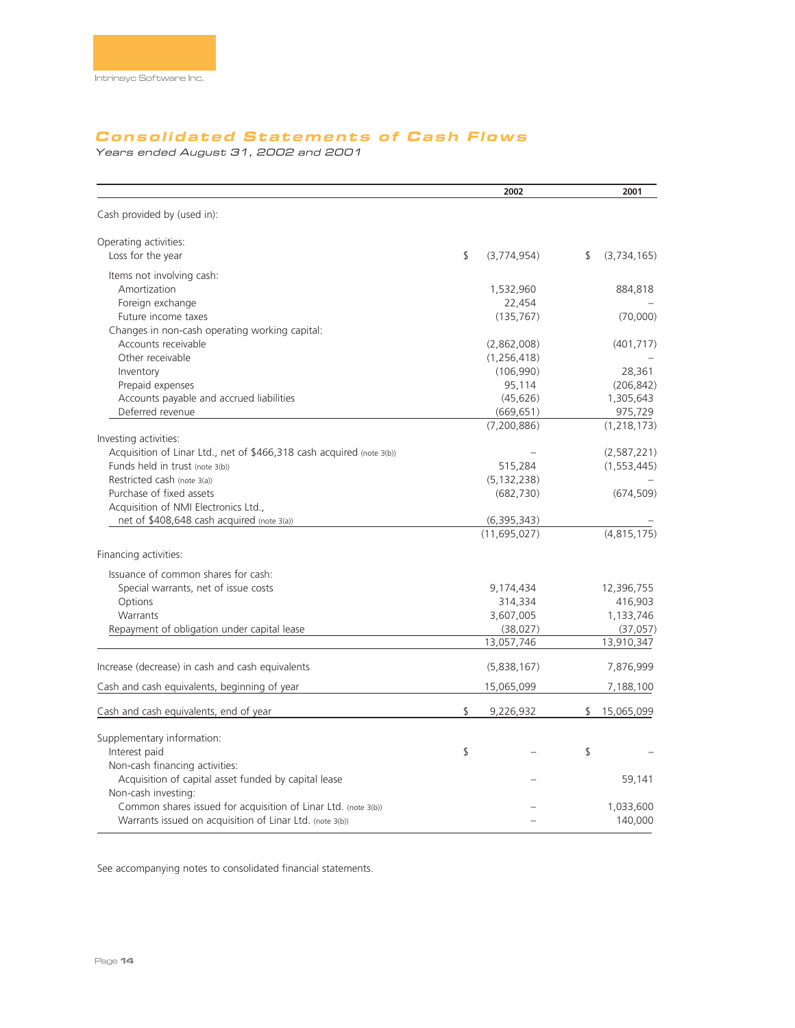# Consolidated Statements of Cash Flows

*Years ended August 31, 2002 and 2001*

| | 2002 | 2001 |
|---|---|---|
| Cash provided by (used in): | | |
| Operating activities: | | |
| Loss for the year | $ (3,774,954) | $ (3,734,165) |
| Items not involving cash: | | |
| Amortization | 1,532,960 | 884,818 |
| Foreign exchange | 22,454 | – |
| Future income taxes | (135,767) | (70,000) |
| Changes in non-cash operating working capital: | | |
| Accounts receivable | (2,862,008) | (401,717) |
| Other receivable | (1,256,418) | – |
| Inventory | (106,990) | 28,361 |
| Prepaid expenses | 95,114 | (206,842) |
| Accounts payable and accrued liabilities | (45,626) | 1,305,643 |
| Deferred revenue | (669,651) | 975,729 |
| | (7,200,886) | (1,218,173) |
| Investing activities: | | |
| Acquisition of Linar Ltd., net of $466,318 cash acquired (note 3(b)) | – | (2,587,221) |
| Funds held in trust (note 3(b)) | 515,284 | (1,553,445) |
| Restricted cash (note 3(a)) | (5,132,238) | – |
| Purchase of fixed assets | (682,730) | (674,509) |
| Acquisition of NMI Electronics Ltd., net of $408,648 cash acquired (note 3(a)) | (6,395,343) | – |
| | (11,695,027) | (4,815,175) |
| Financing activities: | | |
| Issuance of common shares for cash: | | |
| Special warrants, net of issue costs | 9,174,434 | 12,396,755 |
| Options | 314,334 | 416,903 |
| Warrants | 3,607,005 | 1,133,746 |
| Repayment of obligation under capital lease | (38,027) | (37,057) |
| | 13,057,746 | 13,910,347 |
| Increase (decrease) in cash and cash equivalents | (5,838,167) | 7,876,999 |
| Cash and cash equivalents, beginning of year | 15,065,099 | 7,188,100 |
| Cash and cash equivalents, end of year | $ 9,226,932 | $ 15,065,099 |
| Supplementary information: | | |
| Interest paid | $ – | $ – |
| Non-cash financing activities: | | |
| Acquisition of capital asset funded by capital lease | – | 59,141 |
| Non-cash investing: | | |
| Common shares issued for acquisition of Linar Ltd. (note 3(b)) | – | 1,033,600 |
| Warrants issued on acquisition of Linar Ltd. (note 3(b)) | – | 140,000 |

See accompanying notes to consolidated financial statements.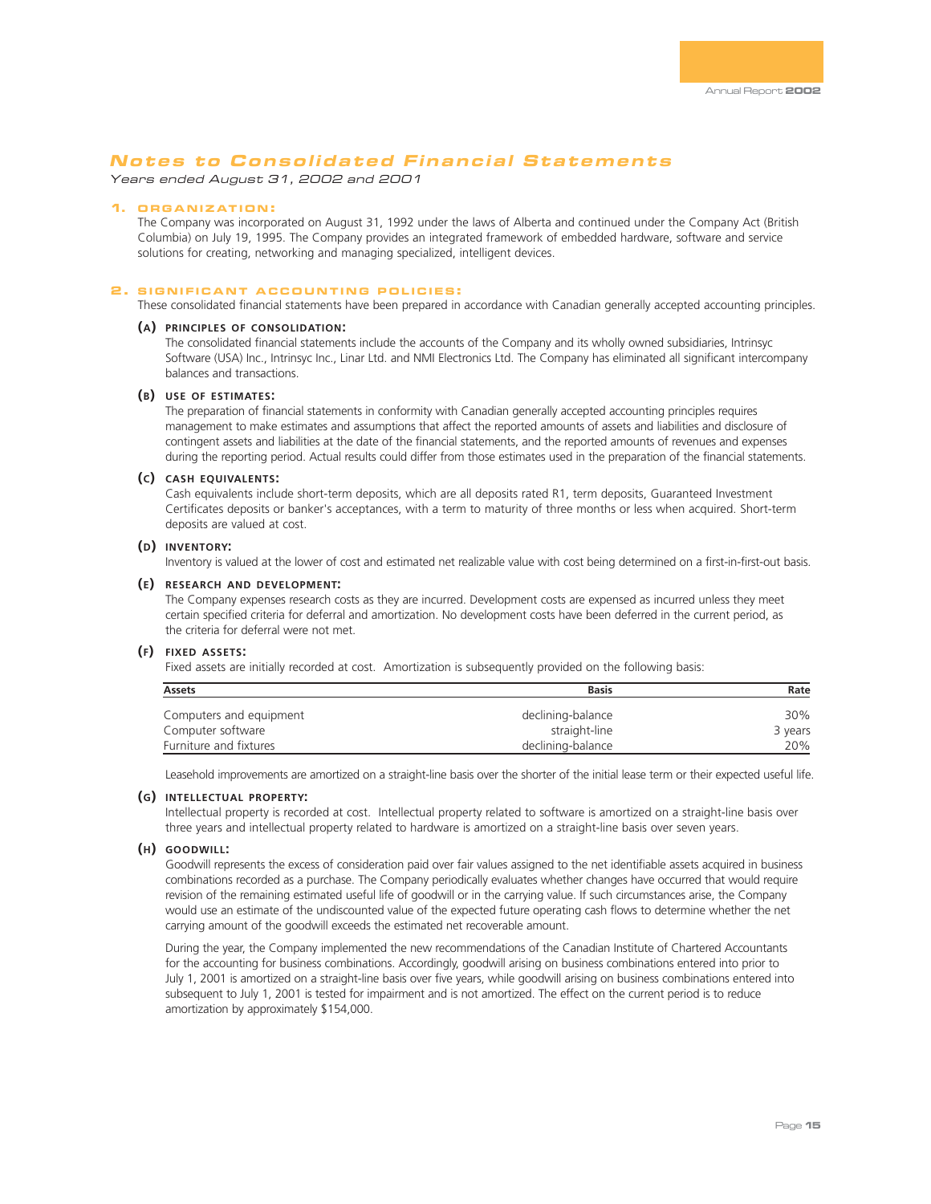# Notes to Consolidated Financial Statements

*Years ended August 31, 2002 and 2001*

## 1. ORGANIZATION:

The Company was incorporated on August 31, 1992 under the laws of Alberta and continued under the Company Act (British Columbia) on July 19, 1995. The Company provides an integrated framework of embedded hardware, software and service solutions for creating, networking and managing specialized, intelligent devices.

## 2. SIGNIFICANT ACCOUNTING POLICIES:

These consolidated financial statements have been prepared in accordance with Canadian generally accepted accounting principles.

### (A) PRINCIPLES OF CONSOLIDATION:

The consolidated financial statements include the accounts of the Company and its wholly owned subsidiaries, Intrinsyc Software (USA) Inc., Intrinsyc Inc., Linar Ltd. and NMI Electronics Ltd. The Company has eliminated all significant intercompany balances and transactions.

### (B) USE OF ESTIMATES:

The preparation of financial statements in conformity with Canadian generally accepted accounting principles requires management to make estimates and assumptions that affect the reported amounts of assets and liabilities and disclosure of contingent assets and liabilities at the date of the financial statements, and the reported amounts of revenues and expenses during the reporting period. Actual results could differ from those estimates used in the preparation of the financial statements.

### (C) CASH EQUIVALENTS:

Cash equivalents include short-term deposits, which are all deposits rated R1, term deposits, Guaranteed Investment Certificates deposits or banker's acceptances, with a term to maturity of three months or less when acquired. Short-term deposits are valued at cost.

### (D) INVENTORY:

Inventory is valued at the lower of cost and estimated net realizable value with cost being determined on a first-in-first-out basis.

### (E) RESEARCH AND DEVELOPMENT:

The Company expenses research costs as they are incurred. Development costs are expensed as incurred unless they meet certain specified criteria for deferral and amortization. No development costs have been deferred in the current period, as the criteria for deferral were not met.

### (F) FIXED ASSETS:

Fixed assets are initially recorded at cost. Amortization is subsequently provided on the following basis:

| Assets | Basis | Rate |
|---|---|---|
| Computers and equipment | declining-balance | 30% |
| Computer software | straight-line | 3 years |
| Furniture and fixtures | declining-balance | 20% |

Leasehold improvements are amortized on a straight-line basis over the shorter of the initial lease term or their expected useful life.

### (G) INTELLECTUAL PROPERTY:

Intellectual property is recorded at cost. Intellectual property related to software is amortized on a straight-line basis over three years and intellectual property related to hardware is amortized on a straight-line basis over seven years.

### (H) GOODWILL:

Goodwill represents the excess of consideration paid over fair values assigned to the net identifiable assets acquired in business combinations recorded as a purchase. The Company periodically evaluates whether changes have occurred that would require revision of the remaining estimated useful life of goodwill or in the carrying value. If such circumstances arise, the Company would use an estimate of the undiscounted value of the expected future operating cash flows to determine whether the net carrying amount of the goodwill exceeds the estimated net recoverable amount.

During the year, the Company implemented the new recommendations of the Canadian Institute of Chartered Accountants for the accounting for business combinations. Accordingly, goodwill arising on business combinations entered into prior to July 1, 2001 is amortized on a straight-line basis over five years, while goodwill arising on business combinations entered into subsequent to July 1, 2001 is tested for impairment and is not amortized. The effect on the current period is to reduce amortization by approximately $154,000.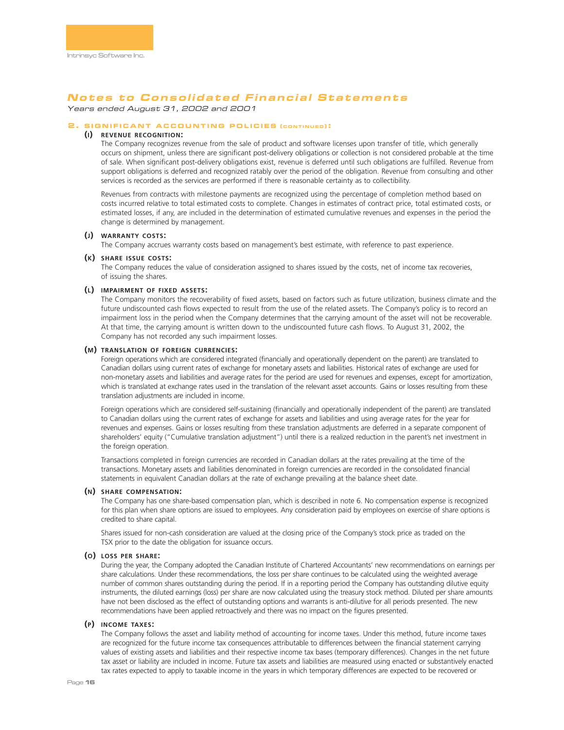# Notes to Consolidated Financial Statements

*Years ended August 31, 2002 and 2001*

## 2. SIGNIFICANT ACCOUNTING POLICIES (CONTINUED):

### (I) REVENUE RECOGNITION:

The Company recognizes revenue from the sale of product and software licenses upon transfer of title, which generally occurs on shipment, unless there are significant post-delivery obligations or collection is not considered probable at the time of sale. When significant post-delivery obligations exist, revenue is deferred until such obligations are fulfilled. Revenue from support obligations is deferred and recognized ratably over the period of the obligation. Revenue from consulting and other services is recorded as the services are performed if there is reasonable certainty as to collectibility.

Revenues from contracts with milestone payments are recognized using the percentage of completion method based on costs incurred relative to total estimated costs to complete. Changes in estimates of contract price, total estimated costs, or estimated losses, if any, are included in the determination of estimated cumulative revenues and expenses in the period the change is determined by management.

### (J) WARRANTY COSTS:

The Company accrues warranty costs based on management's best estimate, with reference to past experience.

### (K) SHARE ISSUE COSTS:

The Company reduces the value of consideration assigned to shares issued by the costs, net of income tax recoveries, of issuing the shares.

### (L) IMPAIRMENT OF FIXED ASSETS:

The Company monitors the recoverability of fixed assets, based on factors such as future utilization, business climate and the future undiscounted cash flows expected to result from the use of the related assets. The Company's policy is to record an impairment loss in the period when the Company determines that the carrying amount of the asset will not be recoverable. At that time, the carrying amount is written down to the undiscounted future cash flows. To August 31, 2002, the Company has not recorded any such impairment losses.

### (M) TRANSLATION OF FOREIGN CURRENCIES:

Foreign operations which are considered integrated (financially and operationally dependent on the parent) are translated to Canadian dollars using current rates of exchange for monetary assets and liabilities. Historical rates of exchange are used for non-monetary assets and liabilities and average rates for the period are used for revenues and expenses, except for amortization, which is translated at exchange rates used in the translation of the relevant asset accounts. Gains or losses resulting from these translation adjustments are included in income.

Foreign operations which are considered self-sustaining (financially and operationally independent of the parent) are translated to Canadian dollars using the current rates of exchange for assets and liabilities and using average rates for the year for revenues and expenses. Gains or losses resulting from these translation adjustments are deferred in a separate component of shareholders' equity ("Cumulative translation adjustment") until there is a realized reduction in the parent's net investment in the foreign operation.

Transactions completed in foreign currencies are recorded in Canadian dollars at the rates prevailing at the time of the transactions. Monetary assets and liabilities denominated in foreign currencies are recorded in the consolidated financial statements in equivalent Canadian dollars at the rate of exchange prevailing at the balance sheet date.

### (N) SHARE COMPENSATION:

The Company has one share-based compensation plan, which is described in note 6. No compensation expense is recognized for this plan when share options are issued to employees. Any consideration paid by employees on exercise of share options is credited to share capital.

Shares issued for non-cash consideration are valued at the closing price of the Company's stock price as traded on the TSX prior to the date the obligation for issuance occurs.

### (O) LOSS PER SHARE:

During the year, the Company adopted the Canadian Institute of Chartered Accountants' new recommendations on earnings per share calculations. Under these recommendations, the loss per share continues to be calculated using the weighted average number of common shares outstanding during the period. If in a reporting period the Company has outstanding dilutive equity instruments, the diluted earnings (loss) per share are now calculated using the treasury stock method. Diluted per share amounts have not been disclosed as the effect of outstanding options and warrants is anti-dilutive for all periods presented. The new recommendations have been applied retroactively and there was no impact on the figures presented.

### (P) INCOME TAXES:

The Company follows the asset and liability method of accounting for income taxes. Under this method, future income taxes are recognized for the future income tax consequences attributable to differences between the financial statement carrying values of existing assets and liabilities and their respective income tax bases (temporary differences). Changes in the net future tax asset or liability are included in income. Future tax assets and liabilities are measured using enacted or substantively enacted tax rates expected to apply to taxable income in the years in which temporary differences are expected to be recovered or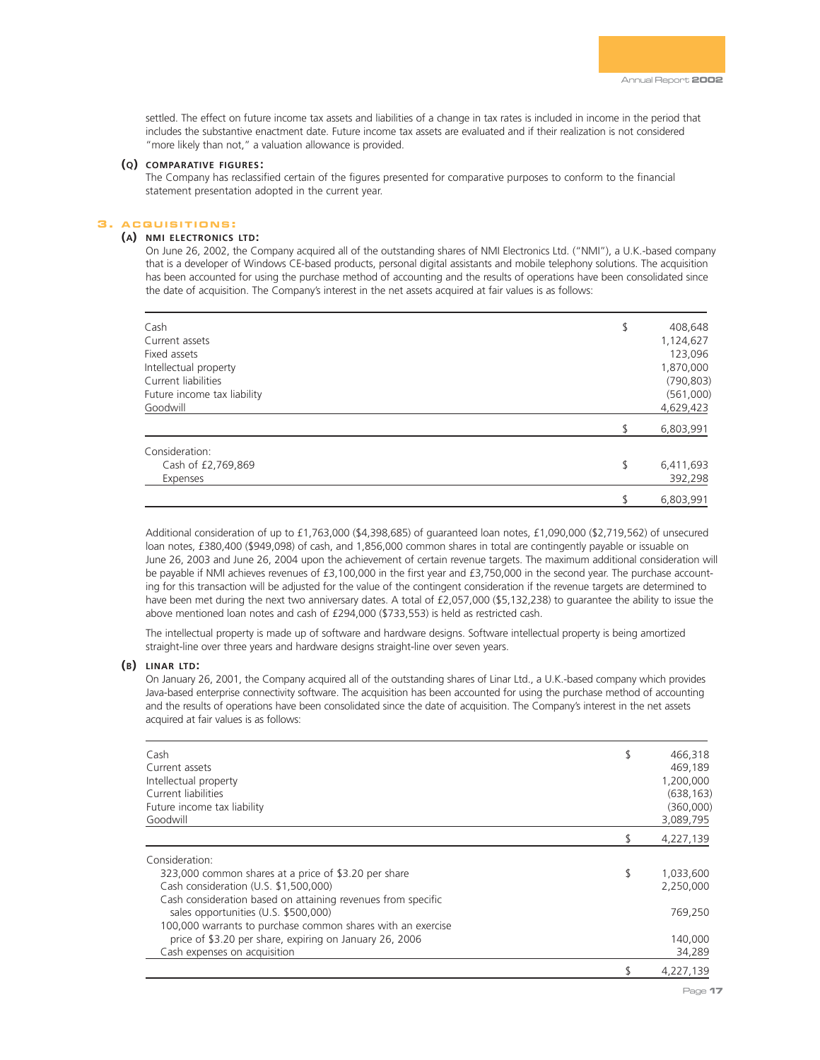settled. The effect on future income tax assets and liabilities of a change in tax rates is included in income in the period that includes the substantive enactment date. Future income tax assets are evaluated and if their realization is not considered "more likely than not," a valuation allowance is provided.

**(Q) COMPARATIVE FIGURES:**

The Company has reclassified certain of the figures presented for comparative purposes to conform to the financial statement presentation adopted in the current year.

## 3. ACQUISITIONS:

**(A) NMI ELECTRONICS LTD:**

On June 26, 2002, the Company acquired all of the outstanding shares of NMI Electronics Ltd. ("NMI"), a U.K.-based company that is a developer of Windows CE-based products, personal digital assistants and mobile telephony solutions. The acquisition has been accounted for using the purchase method of accounting and the results of operations have been consolidated since the date of acquisition. The Company's interest in the net assets acquired at fair values is as follows:

| | | |
|---|---|---|
| Cash | $ | 408,648 |
| Current assets | | 1,124,627 |
| Fixed assets | | 123,096 |
| Intellectual property | | 1,870,000 |
| Current liabilities | | (790,803) |
| Future income tax liability | | (561,000) |
| Goodwill | | 4,629,423 |
| | $ | 6,803,991 |
| Consideration: | | |
| Cash of £2,769,869 | $ | 6,411,693 |
| Expenses | | 392,298 |
| | $ | 6,803,991 |

Additional consideration of up to £1,763,000 ($4,398,685) of guaranteed loan notes, £1,090,000 ($2,719,562) of unsecured loan notes, £380,400 ($949,098) of cash, and 1,856,000 common shares in total are contingently payable or issuable on June 26, 2003 and June 26, 2004 upon the achievement of certain revenue targets. The maximum additional consideration will be payable if NMI achieves revenues of £3,100,000 in the first year and £3,750,000 in the second year. The purchase accounting for this transaction will be adjusted for the value of the contingent consideration if the revenue targets are determined to have been met during the next two anniversary dates. A total of £2,057,000 ($5,132,238) to guarantee the ability to issue the above mentioned loan notes and cash of £294,000 ($733,553) is held as restricted cash.

The intellectual property is made up of software and hardware designs. Software intellectual property is being amortized straight-line over three years and hardware designs straight-line over seven years.

**(B) LINAR LTD:**

On January 26, 2001, the Company acquired all of the outstanding shares of Linar Ltd., a U.K.-based company which provides Java-based enterprise connectivity software. The acquisition has been accounted for using the purchase method of accounting and the results of operations have been consolidated since the date of acquisition. The Company's interest in the net assets acquired at fair values is as follows:

| | | |
|---|---|---|
| Cash | $ | 466,318 |
| Current assets | | 469,189 |
| Intellectual property | | 1,200,000 |
| Current liabilities | | (638,163) |
| Future income tax liability | | (360,000) |
| Goodwill | | 3,089,795 |
| | $ | 4,227,139 |
| Consideration: | | |
| 323,000 common shares at a price of $3.20 per share | $ | 1,033,600 |
| Cash consideration (U.S. $1,500,000) | | 2,250,000 |
| Cash consideration based on attaining revenues from specific sales opportunities (U.S. $500,000) | | 769,250 |
| 100,000 warrants to purchase common shares with an exercise price of $3.20 per share, expiring on January 26, 2006 | | 140,000 |
| Cash expenses on acquisition | | 34,289 |
| | $ | 4,227,139 |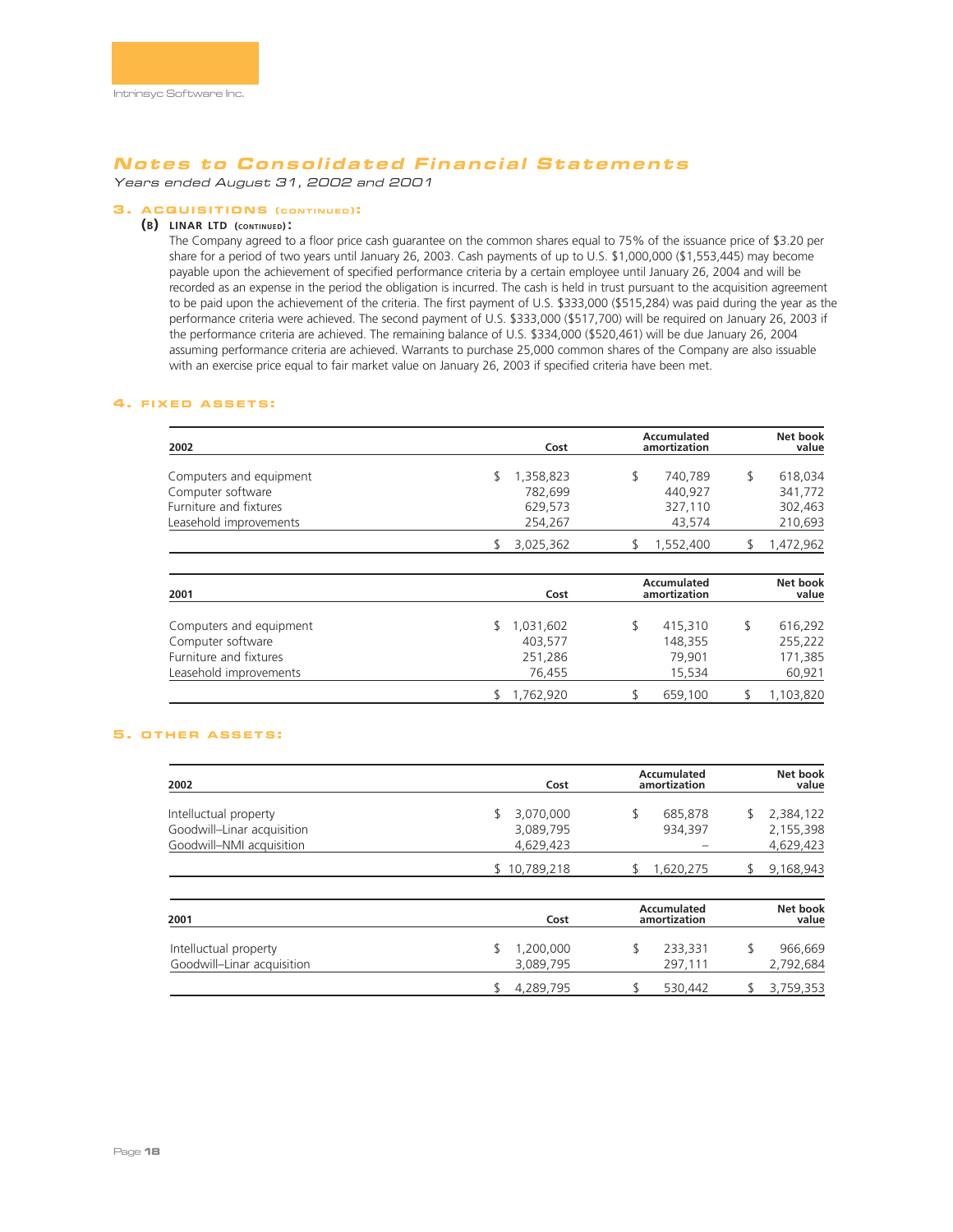# Notes to Consolidated Financial Statements

*Years ended August 31, 2002 and 2001*

## 3. ACQUISITIONS (CONTINUED):

### (B) LINAR LTD (CONTINUED):

The Company agreed to a floor price cash guarantee on the common shares equal to 75% of the issuance price of $3.20 per share for a period of two years until January 26, 2003. Cash payments of up to U.S. $1,000,000 ($1,553,445) may become payable upon the achievement of specified performance criteria by a certain employee until January 26, 2004 and will be recorded as an expense in the period the obligation is incurred. The cash is held in trust pursuant to the acquisition agreement to be paid upon the achievement of the criteria. The first payment of U.S. $333,000 ($515,284) was paid during the year as the performance criteria were achieved. The second payment of U.S. $333,000 ($517,700) will be required on January 26, 2003 if the performance criteria are achieved. The remaining balance of U.S. $334,000 ($520,461) will be due January 26, 2004 assuming performance criteria are achieved. Warrants to purchase 25,000 common shares of the Company are also issuable with an exercise price equal to fair market value on January 26, 2003 if specified criteria have been met.

## 4. FIXED ASSETS:

| 2002 | Cost | Accumulated amortization | Net book value |
|---|---|---|---|
| Computers and equipment | $ 1,358,823 | $ 740,789 | $ 618,034 |
| Computer software | 782,699 | 440,927 | 341,772 |
| Furniture and fixtures | 629,573 | 327,110 | 302,463 |
| Leasehold improvements | 254,267 | 43,574 | 210,693 |
| | $ 3,025,362 | $ 1,552,400 | $ 1,472,962 |

| 2001 | Cost | Accumulated amortization | Net book value |
|---|---|---|---|
| Computers and equipment | $ 1,031,602 | $ 415,310 | $ 616,292 |
| Computer software | 403,577 | 148,355 | 255,222 |
| Furniture and fixtures | 251,286 | 79,901 | 171,385 |
| Leasehold improvements | 76,455 | 15,534 | 60,921 |
| | $ 1,762,920 | $ 659,100 | $ 1,103,820 |

## 5. OTHER ASSETS:

| 2002 | Cost | Accumulated amortization | Net book value |
|---|---|---|---|
| Intelluctual property | $ 3,070,000 | $ 685,878 | $ 2,384,122 |
| Goodwill–Linar acquisition | 3,089,795 | 934,397 | 2,155,398 |
| Goodwill–NMI acquisition | 4,629,423 | – | 4,629,423 |
| | $ 10,789,218 | $ 1,620,275 | $ 9,168,943 |

| 2001 | Cost | Accumulated amortization | Net book value |
|---|---|---|---|
| Intelluctual property | $ 1,200,000 | $ 233,331 | $ 966,669 |
| Goodwill–Linar acquisition | 3,089,795 | 297,111 | 2,792,684 |
| | $ 4,289,795 | $ 530,442 | $ 3,759,353 |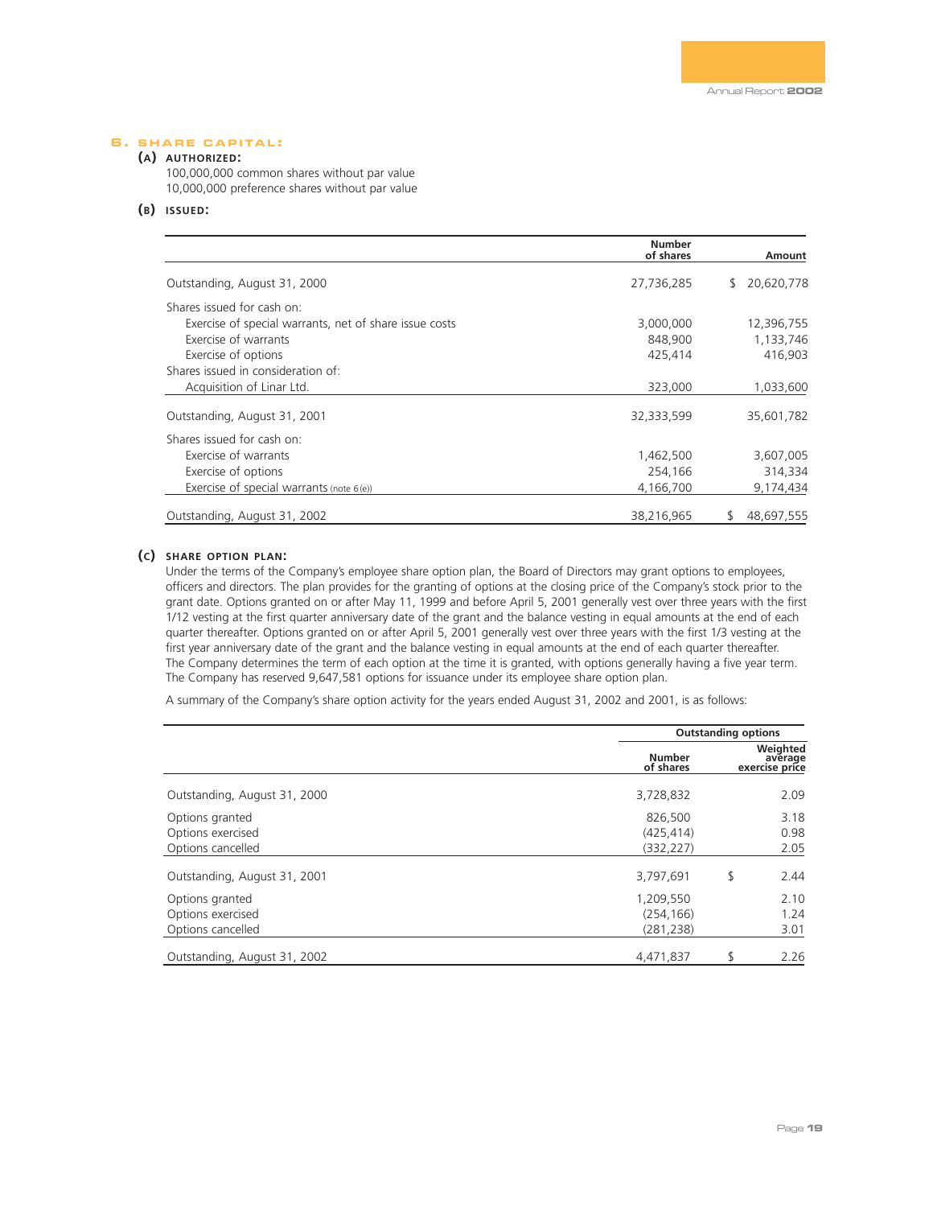## 6. SHARE CAPITAL:

### (A) AUTHORIZED:

100,000,000 common shares without par value
10,000,000 preference shares without par value

### (B) ISSUED:

| | Number of shares | Amount |
|---|---|---|
| Outstanding, August 31, 2000 | 27,736,285 | $ 20,620,778 |
| Shares issued for cash on: | | |
| Exercise of special warrants, net of share issue costs | 3,000,000 | 12,396,755 |
| Exercise of warrants | 848,900 | 1,133,746 |
| Exercise of options | 425,414 | 416,903 |
| Shares issued in consideration of: | | |
| Acquisition of Linar Ltd. | 323,000 | 1,033,600 |
| Outstanding, August 31, 2001 | 32,333,599 | 35,601,782 |
| Shares issued for cash on: | | |
| Exercise of warrants | 1,462,500 | 3,607,005 |
| Exercise of options | 254,166 | 314,334 |
| Exercise of special warrants (note 6(e)) | 4,166,700 | 9,174,434 |
| Outstanding, August 31, 2002 | 38,216,965 | $ 48,697,555 |

### (C) SHARE OPTION PLAN:

Under the terms of the Company's employee share option plan, the Board of Directors may grant options to employees, officers and directors. The plan provides for the granting of options at the closing price of the Company's stock prior to the grant date. Options granted on or after May 11, 1999 and before April 5, 2001 generally vest over three years with the first 1/12 vesting at the first quarter anniversary date of the grant and the balance vesting in equal amounts at the end of each quarter thereafter. Options granted on or after April 5, 2001 generally vest over three years with the first 1/3 vesting at the first year anniversary date of the grant and the balance vesting in equal amounts at the end of each quarter thereafter. The Company determines the term of each option at the time it is granted, with options generally having a five year term. The Company has reserved 9,647,581 options for issuance under its employee share option plan.

A summary of the Company's share option activity for the years ended August 31, 2002 and 2001, is as follows:

| | Outstanding options | |
|---|---|---|
| | Number of shares | Weighted average exercise price |
| Outstanding, August 31, 2000 | 3,728,832 | 2.09 |
| Options granted | 826,500 | 3.18 |
| Options exercised | (425,414) | 0.98 |
| Options cancelled | (332,227) | 2.05 |
| Outstanding, August 31, 2001 | 3,797,691 | $ 2.44 |
| Options granted | 1,209,550 | 2.10 |
| Options exercised | (254,166) | 1.24 |
| Options cancelled | (281,238) | 3.01 |
| Outstanding, August 31, 2002 | 4,471,837 | $ 2.26 |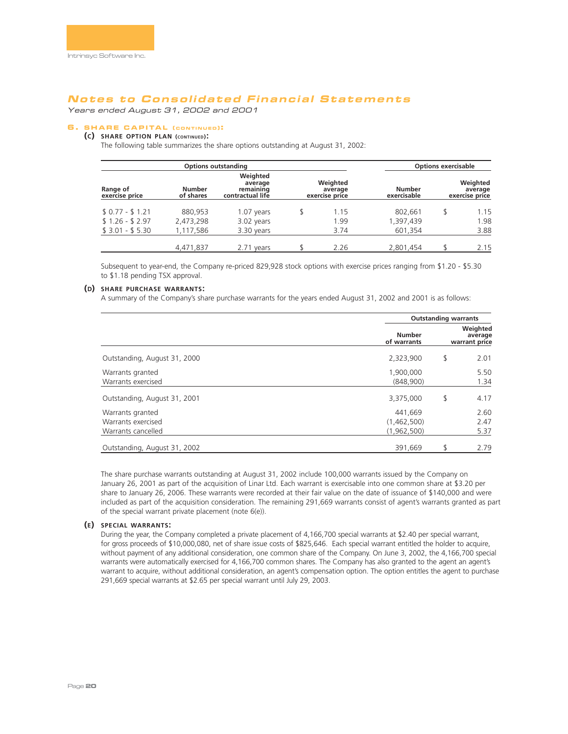# Notes to Consolidated Financial Statements

*Years ended August 31, 2002 and 2001*

## 6. SHARE CAPITAL (CONTINUED):

### (C) SHARE OPTION PLAN (CONTINUED):

The following table summarizes the share options outstanding at August 31, 2002:

| | Options outstanding | | | Options exercisable | |
|---|---|---|---|---|---|
| Range of exercise price | Number of shares | Weighted average remaining contractual life | Weighted average exercise price | Number exercisable | Weighted average exercise price |
| $ 0.77 - $ 1.21 | 880,953 | 1.07 years | $ 1.15 | 802,661 | $ 1.15 |
| $ 1.26 - $ 2.97 | 2,473,298 | 3.02 years | 1.99 | 1,397,439 | 1.98 |
| $ 3.01 - $ 5.30 | 1,117,586 | 3.30 years | 3.74 | 601,354 | 3.88 |
| | 4,471,837 | 2.71 years | $ 2.26 | 2,801,454 | $ 2.15 |

Subsequent to year-end, the Company re-priced 829,928 stock options with exercise prices ranging from $1.20 - $5.30 to $1.18 pending TSX approval.

### (D) SHARE PURCHASE WARRANTS:

A summary of the Company's share purchase warrants for the years ended August 31, 2002 and 2001 is as follows:

| | Outstanding warrants | |
|---|---|---|
| | Number of warrants | Weighted average warrant price |
| Outstanding, August 31, 2000 | 2,323,900 | $ 2.01 |
| Warrants granted | 1,900,000 | 5.50 |
| Warrants exercised | (848,900) | 1.34 |
| Outstanding, August 31, 2001 | 3,375,000 | $ 4.17 |
| Warrants granted | 441,669 | 2.60 |
| Warrants exercised | (1,462,500) | 2.47 |
| Warrants cancelled | (1,962,500) | 5.37 |
| Outstanding, August 31, 2002 | 391,669 | $ 2.79 |

The share purchase warrants outstanding at August 31, 2002 include 100,000 warrants issued by the Company on January 26, 2001 as part of the acquisition of Linar Ltd. Each warrant is exercisable into one common share at $3.20 per share to January 26, 2006. These warrants were recorded at their fair value on the date of issuance of $140,000 and were included as part of the acquisition consideration. The remaining 291,669 warrants consist of agent's warrants granted as part of the special warrant private placement (note 6(e)).

### (E) SPECIAL WARRANTS:

During the year, the Company completed a private placement of 4,166,700 special warrants at $2.40 per special warrant, for gross proceeds of $10,000,080, net of share issue costs of $825,646. Each special warrant entitled the holder to acquire, without payment of any additional consideration, one common share of the Company. On June 3, 2002, the 4,166,700 special warrants were automatically exercised for 4,166,700 common shares. The Company has also granted to the agent an agent's warrant to acquire, without additional consideration, an agent's compensation option. The option entitles the agent to purchase 291,669 special warrants at $2.65 per special warrant until July 29, 2003.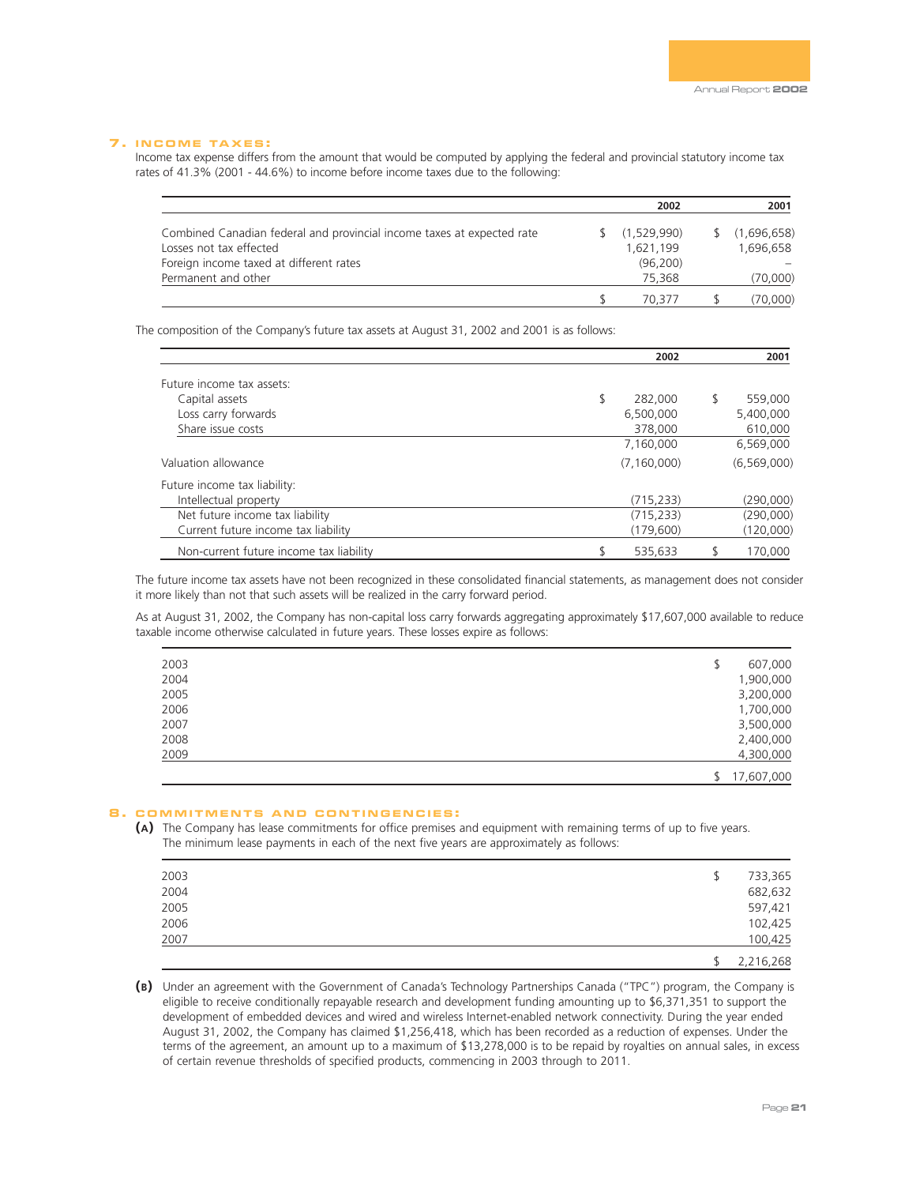## 7. INCOME TAXES:

Income tax expense differs from the amount that would be computed by applying the federal and provincial statutory income tax rates of 41.3% (2001 - 44.6%) to income before income taxes due to the following:

| | 2002 | 2001 |
|---|---|---|
| Combined Canadian federal and provincial income taxes at expected rate | $ (1,529,990) | $ (1,696,658) |
| Losses not tax effected | 1,621,199 | 1,696,658 |
| Foreign income taxed at different rates | (96,200) | – |
| Permanent and other | 75,368 | (70,000) |
| | $ 70,377 | $ (70,000) |

The composition of the Company's future tax assets at August 31, 2002 and 2001 is as follows:

| | 2002 | 2001 |
|---|---|---|
| Future income tax assets: | | |
| Capital assets | $ 282,000 | $ 559,000 |
| Loss carry forwards | 6,500,000 | 5,400,000 |
| Share issue costs | 378,000 | 610,000 |
| | 7,160,000 | 6,569,000 |
| Valuation allowance | (7,160,000) | (6,569,000) |
| Future income tax liability: | | |
| Intellectual property | (715,233) | (290,000) |
| Net future income tax liability | (715,233) | (290,000) |
| Current future income tax liability | (179,600) | (120,000) |
| Non-current future income tax liability | $ 535,633 | $ 170,000 |

The future income tax assets have not been recognized in these consolidated financial statements, as management does not consider it more likely than not that such assets will be realized in the carry forward period.

As at August 31, 2002, the Company has non-capital loss carry forwards aggregating approximately $17,607,000 available to reduce taxable income otherwise calculated in future years. These losses expire as follows:

| | |
|---|---|
| 2003 | $ 607,000 |
| 2004 | 1,900,000 |
| 2005 | 3,200,000 |
| 2006 | 1,700,000 |
| 2007 | 3,500,000 |
| 2008 | 2,400,000 |
| 2009 | 4,300,000 |
| | $ 17,607,000 |

## 8. COMMITMENTS AND CONTINGENCIES:

**(A)** The Company has lease commitments for office premises and equipment with remaining terms of up to five years. The minimum lease payments in each of the next five years are approximately as follows:

| | |
|---|---|
| 2003 | $ 733,365 |
| 2004 | 682,632 |
| 2005 | 597,421 |
| 2006 | 102,425 |
| 2007 | 100,425 |
| | $ 2,216,268 |

**(B)** Under an agreement with the Government of Canada's Technology Partnerships Canada ("TPC") program, the Company is eligible to receive conditionally repayable research and development funding amounting up to $6,371,351 to support the development of embedded devices and wired and wireless Internet-enabled network connectivity. During the year ended August 31, 2002, the Company has claimed $1,256,418, which has been recorded as a reduction of expenses. Under the terms of the agreement, an amount up to a maximum of $13,278,000 is to be repaid by royalties on annual sales, in excess of certain revenue thresholds of specified products, commencing in 2003 through to 2011.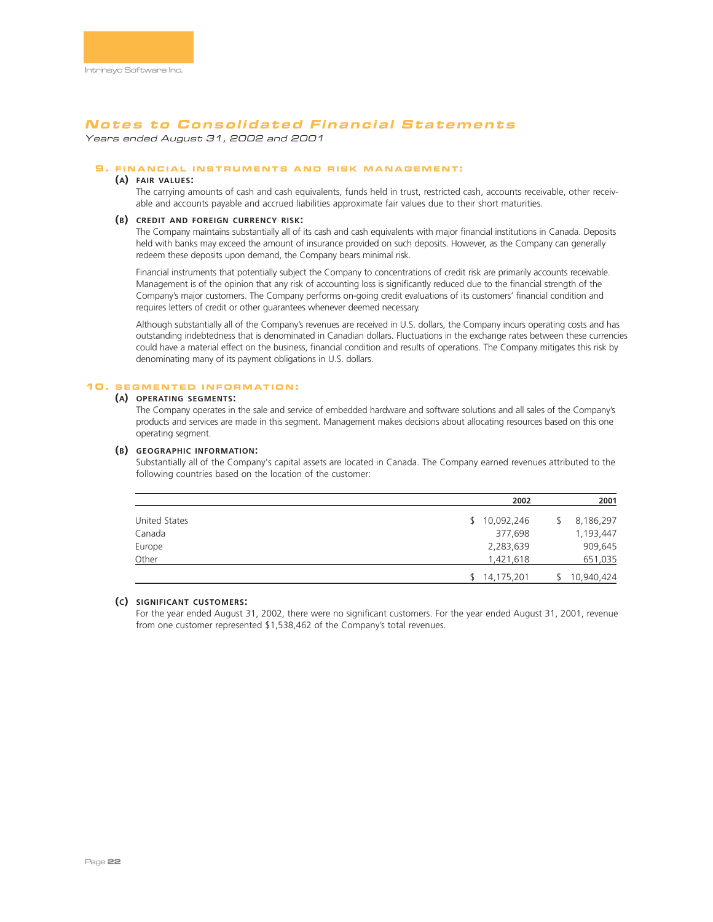# Notes to Consolidated Financial Statements

*Years ended August 31, 2002 and 2001*

## 9. FINANCIAL INSTRUMENTS AND RISK MANAGEMENT:

### (A) FAIR VALUES:

The carrying amounts of cash and cash equivalents, funds held in trust, restricted cash, accounts receivable, other receivable and accounts payable and accrued liabilities approximate fair values due to their short maturities.

### (B) CREDIT AND FOREIGN CURRENCY RISK:

The Company maintains substantially all of its cash and cash equivalents with major financial institutions in Canada. Deposits held with banks may exceed the amount of insurance provided on such deposits. However, as the Company can generally redeem these deposits upon demand, the Company bears minimal risk.

Financial instruments that potentially subject the Company to concentrations of credit risk are primarily accounts receivable. Management is of the opinion that any risk of accounting loss is significantly reduced due to the financial strength of the Company's major customers. The Company performs on-going credit evaluations of its customers' financial condition and requires letters of credit or other guarantees whenever deemed necessary.

Although substantially all of the Company's revenues are received in U.S. dollars, the Company incurs operating costs and has outstanding indebtedness that is denominated in Canadian dollars. Fluctuations in the exchange rates between these currencies could have a material effect on the business, financial condition and results of operations. The Company mitigates this risk by denominating many of its payment obligations in U.S. dollars.

## 10. SEGMENTED INFORMATION:

### (A) OPERATING SEGMENTS:

The Company operates in the sale and service of embedded hardware and software solutions and all sales of the Company's products and services are made in this segment. Management makes decisions about allocating resources based on this one operating segment.

### (B) GEOGRAPHIC INFORMATION:

Substantially all of the Company's capital assets are located in Canada. The Company earned revenues attributed to the following countries based on the location of the customer:

| | 2002 | 2001 |
|---|---|---|
| United States | $ 10,092,246 | $ 8,186,297 |
| Canada | 377,698 | 1,193,447 |
| Europe | 2,283,639 | 909,645 |
| Other | 1,421,618 | 651,035 |
| | $ 14,175,201 | $ 10,940,424 |

### (C) SIGNIFICANT CUSTOMERS:

For the year ended August 31, 2002, there were no significant customers. For the year ended August 31, 2001, revenue from one customer represented $1,538,462 of the Company's total revenues.